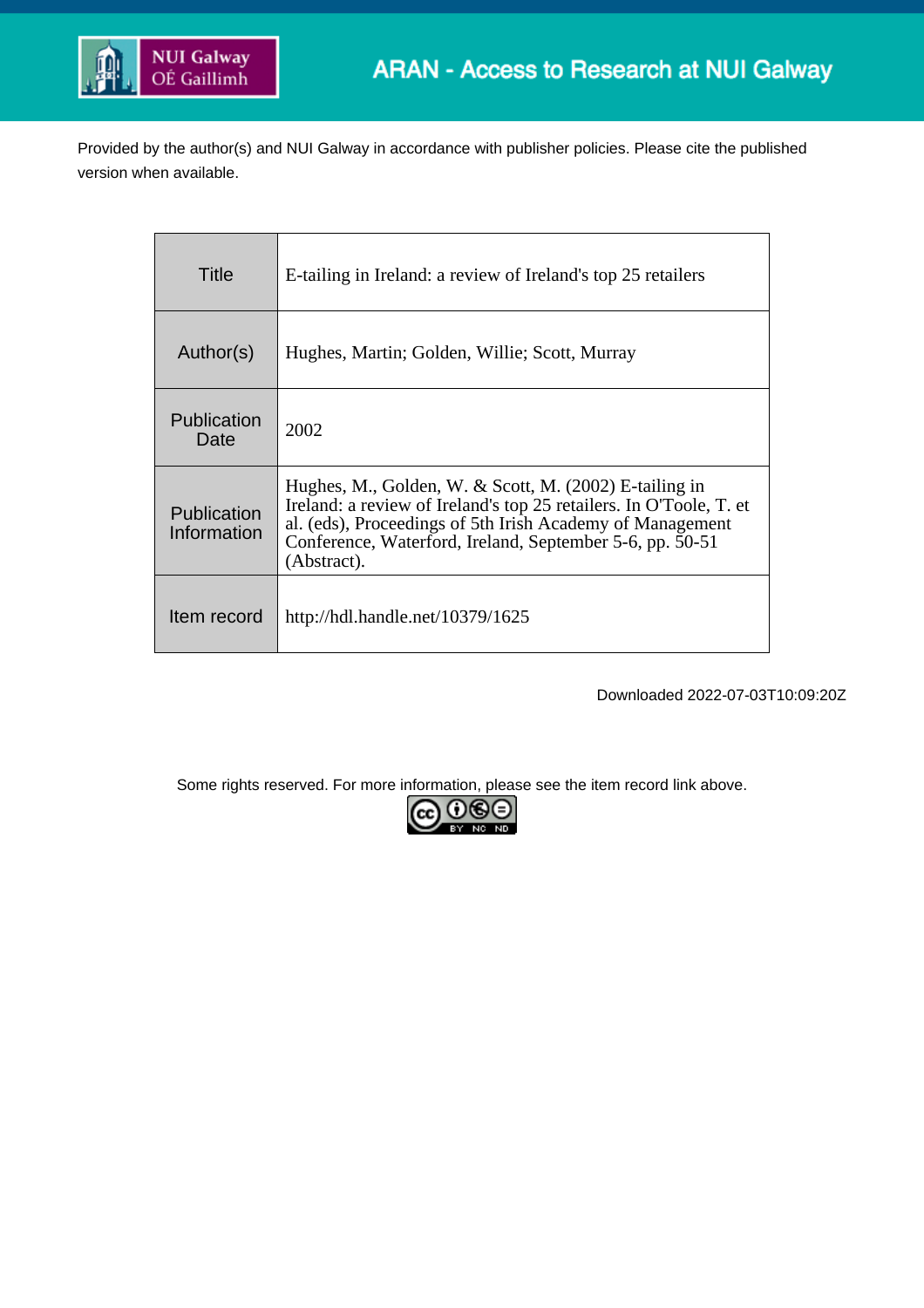ARAN - Access to Research at NUI Galway

Provided by the author(s) and NUI Galway in accordance with publisher policies. Please cite the published version when available.

| Title | E-tailing in Ireland: a review of Ireland's top 25 retailers |
|---|---|
| Author(s) | Hughes, Martin; Golden, Willie; Scott, Murray |
| Publication Date | 2002 |
| Publication Information | Hughes, M., Golden, W. & Scott, M. (2002) E-tailing in Ireland: a review of Ireland's top 25 retailers. In O'Toole, T. et al. (eds), Proceedings of 5th Irish Academy of Management Conference, Waterford, Ireland, September 5-6, pp. 50-51 (Abstract). |
| Item record | http://hdl.handle.net/10379/1625 |

Downloaded 2022-07-03T10:09:20Z

Some rights reserved. For more information, please see the item record link above.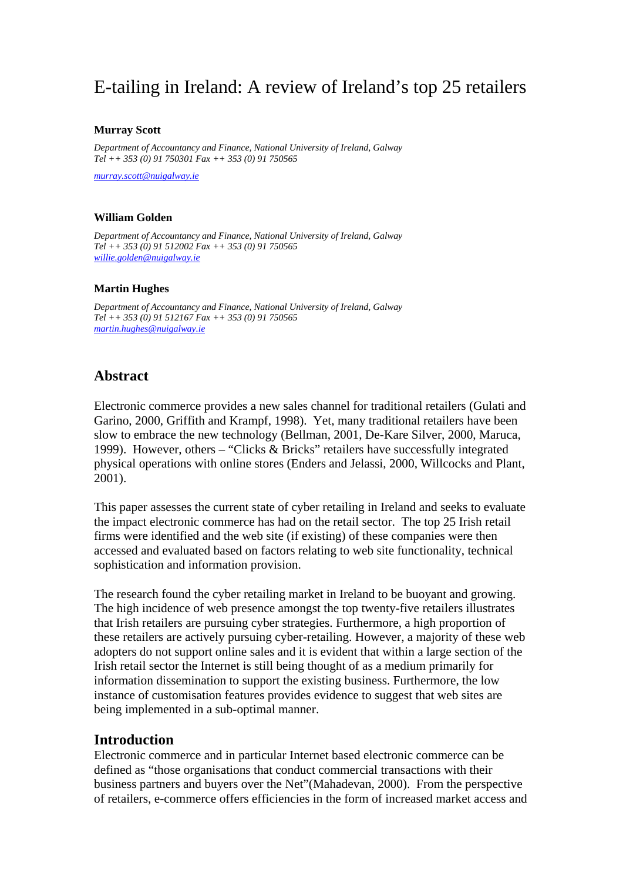# E-tailing in Ireland: A review of Ireland's top 25 retailers

**Murray Scott**

*Department of Accountancy and Finance, National University of Ireland, Galway*
*Tel ++ 353 (0) 91 750301 Fax ++ 353 (0) 91 750565*

murray.scott@nuigalway.ie

**William Golden**

*Department of Accountancy and Finance, National University of Ireland, Galway*
*Tel ++ 353 (0) 91 512002 Fax ++ 353 (0) 91 750565*
willie.golden@nuigalway.ie

**Martin Hughes**

*Department of Accountancy and Finance, National University of Ireland, Galway*
*Tel ++ 353 (0) 91 512167 Fax ++ 353 (0) 91 750565*
martin.hughes@nuigalway.ie

## Abstract

Electronic commerce provides a new sales channel for traditional retailers (Gulati and Garino, 2000, Griffith and Krampf, 1998). Yet, many traditional retailers have been slow to embrace the new technology (Bellman, 2001, De-Kare Silver, 2000, Maruca, 1999). However, others – "Clicks & Bricks" retailers have successfully integrated physical operations with online stores (Enders and Jelassi, 2000, Willcocks and Plant, 2001).

This paper assesses the current state of cyber retailing in Ireland and seeks to evaluate the impact electronic commerce has had on the retail sector. The top 25 Irish retail firms were identified and the web site (if existing) of these companies were then accessed and evaluated based on factors relating to web site functionality, technical sophistication and information provision.

The research found the cyber retailing market in Ireland to be buoyant and growing. The high incidence of web presence amongst the top twenty-five retailers illustrates that Irish retailers are pursuing cyber strategies. Furthermore, a high proportion of these retailers are actively pursuing cyber-retailing. However, a majority of these web adopters do not support online sales and it is evident that within a large section of the Irish retail sector the Internet is still being thought of as a medium primarily for information dissemination to support the existing business. Furthermore, the low instance of customisation features provides evidence to suggest that web sites are being implemented in a sub-optimal manner.

## Introduction

Electronic commerce and in particular Internet based electronic commerce can be defined as "those organisations that conduct commercial transactions with their business partners and buyers over the Net"(Mahadevan, 2000). From the perspective of retailers, e-commerce offers efficiencies in the form of increased market access and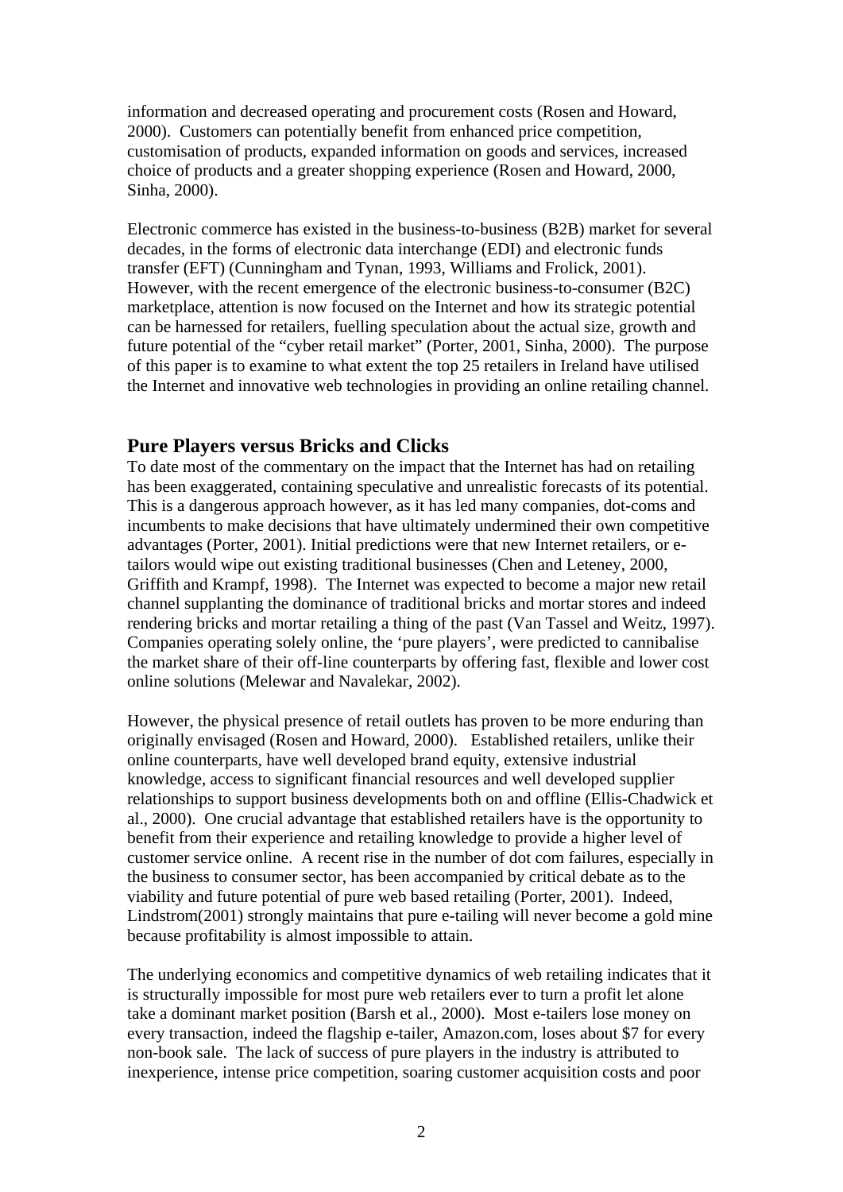information and decreased operating and procurement costs (Rosen and Howard, 2000). Customers can potentially benefit from enhanced price competition, customisation of products, expanded information on goods and services, increased choice of products and a greater shopping experience (Rosen and Howard, 2000, Sinha, 2000).

Electronic commerce has existed in the business-to-business (B2B) market for several decades, in the forms of electronic data interchange (EDI) and electronic funds transfer (EFT) (Cunningham and Tynan, 1993, Williams and Frolick, 2001). However, with the recent emergence of the electronic business-to-consumer (B2C) marketplace, attention is now focused on the Internet and how its strategic potential can be harnessed for retailers, fuelling speculation about the actual size, growth and future potential of the "cyber retail market" (Porter, 2001, Sinha, 2000). The purpose of this paper is to examine to what extent the top 25 retailers in Ireland have utilised the Internet and innovative web technologies in providing an online retailing channel.

## Pure Players versus Bricks and Clicks

To date most of the commentary on the impact that the Internet has had on retailing has been exaggerated, containing speculative and unrealistic forecasts of its potential. This is a dangerous approach however, as it has led many companies, dot-coms and incumbents to make decisions that have ultimately undermined their own competitive advantages (Porter, 2001). Initial predictions were that new Internet retailers, or e-tailors would wipe out existing traditional businesses (Chen and Leteney, 2000, Griffith and Krampf, 1998). The Internet was expected to become a major new retail channel supplanting the dominance of traditional bricks and mortar stores and indeed rendering bricks and mortar retailing a thing of the past (Van Tassel and Weitz, 1997). Companies operating solely online, the 'pure players', were predicted to cannibalise the market share of their off-line counterparts by offering fast, flexible and lower cost online solutions (Melewar and Navalekar, 2002).

However, the physical presence of retail outlets has proven to be more enduring than originally envisaged (Rosen and Howard, 2000). Established retailers, unlike their online counterparts, have well developed brand equity, extensive industrial knowledge, access to significant financial resources and well developed supplier relationships to support business developments both on and offline (Ellis-Chadwick et al., 2000). One crucial advantage that established retailers have is the opportunity to benefit from their experience and retailing knowledge to provide a higher level of customer service online. A recent rise in the number of dot com failures, especially in the business to consumer sector, has been accompanied by critical debate as to the viability and future potential of pure web based retailing (Porter, 2001). Indeed, Lindstrom(2001) strongly maintains that pure e-tailing will never become a gold mine because profitability is almost impossible to attain.

The underlying economics and competitive dynamics of web retailing indicates that it is structurally impossible for most pure web retailers ever to turn a profit let alone take a dominant market position (Barsh et al., 2000). Most e-tailers lose money on every transaction, indeed the flagship e-tailer, Amazon.com, loses about $7 for every non-book sale. The lack of success of pure players in the industry is attributed to inexperience, intense price competition, soaring customer acquisition costs and poor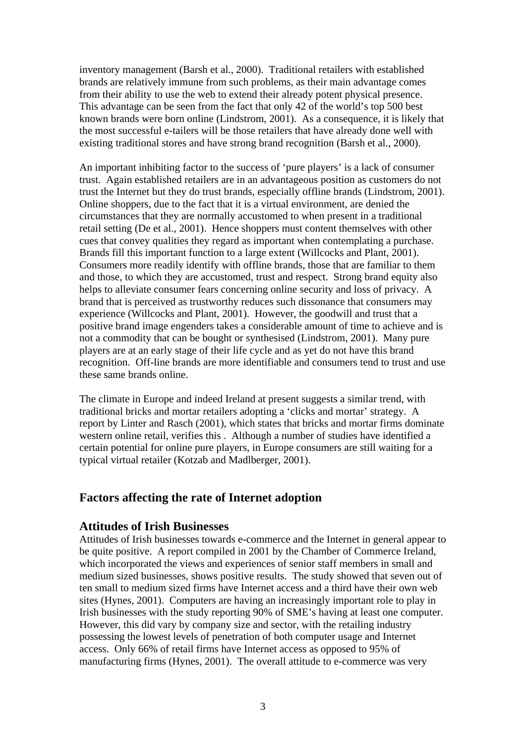inventory management (Barsh et al., 2000). Traditional retailers with established brands are relatively immune from such problems, as their main advantage comes from their ability to use the web to extend their already potent physical presence. This advantage can be seen from the fact that only 42 of the world's top 500 best known brands were born online (Lindstrom, 2001). As a consequence, it is likely that the most successful e-tailers will be those retailers that have already done well with existing traditional stores and have strong brand recognition (Barsh et al., 2000).

An important inhibiting factor to the success of 'pure players' is a lack of consumer trust. Again established retailers are in an advantageous position as customers do not trust the Internet but they do trust brands, especially offline brands (Lindstrom, 2001). Online shoppers, due to the fact that it is a virtual environment, are denied the circumstances that they are normally accustomed to when present in a traditional retail setting (De et al., 2001). Hence shoppers must content themselves with other cues that convey qualities they regard as important when contemplating a purchase. Brands fill this important function to a large extent (Willcocks and Plant, 2001). Consumers more readily identify with offline brands, those that are familiar to them and those, to which they are accustomed, trust and respect. Strong brand equity also helps to alleviate consumer fears concerning online security and loss of privacy. A brand that is perceived as trustworthy reduces such dissonance that consumers may experience (Willcocks and Plant, 2001). However, the goodwill and trust that a positive brand image engenders takes a considerable amount of time to achieve and is not a commodity that can be bought or synthesised (Lindstrom, 2001). Many pure players are at an early stage of their life cycle and as yet do not have this brand recognition. Off-line brands are more identifiable and consumers tend to trust and use these same brands online.

The climate in Europe and indeed Ireland at present suggests a similar trend, with traditional bricks and mortar retailers adopting a 'clicks and mortar' strategy. A report by Linter and Rasch (2001), which states that bricks and mortar firms dominate western online retail, verifies this . Although a number of studies have identified a certain potential for online pure players, in Europe consumers are still waiting for a typical virtual retailer (Kotzab and Madlberger, 2001).

## Factors affecting the rate of Internet adoption

### Attitudes of Irish Businesses

Attitudes of Irish businesses towards e-commerce and the Internet in general appear to be quite positive. A report compiled in 2001 by the Chamber of Commerce Ireland, which incorporated the views and experiences of senior staff members in small and medium sized businesses, shows positive results. The study showed that seven out of ten small to medium sized firms have Internet access and a third have their own web sites (Hynes, 2001). Computers are having an increasingly important role to play in Irish businesses with the study reporting 90% of SME's having at least one computer. However, this did vary by company size and sector, with the retailing industry possessing the lowest levels of penetration of both computer usage and Internet access. Only 66% of retail firms have Internet access as opposed to 95% of manufacturing firms (Hynes, 2001). The overall attitude to e-commerce was very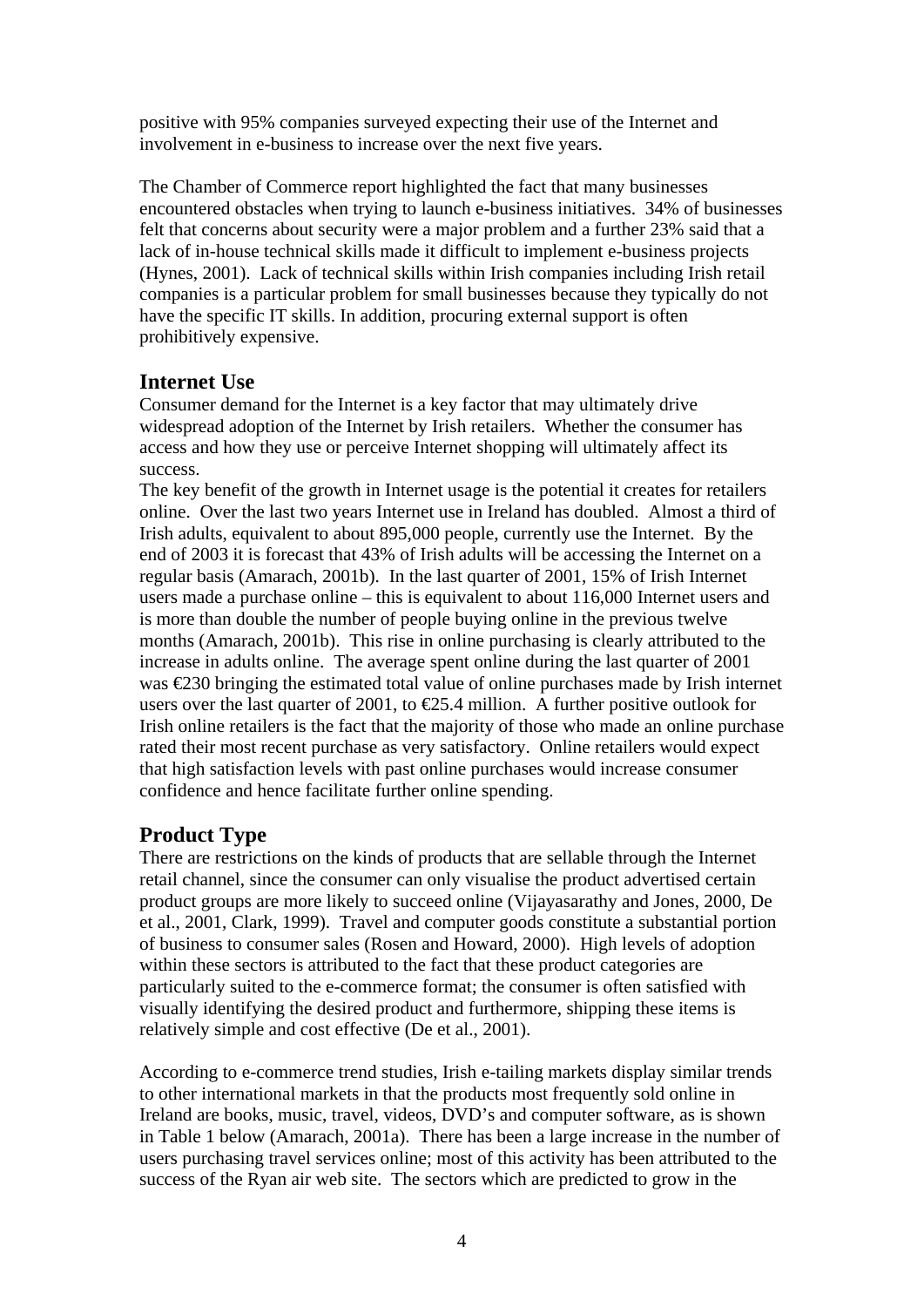positive with 95% companies surveyed expecting their use of the Internet and involvement in e-business to increase over the next five years.

The Chamber of Commerce report highlighted the fact that many businesses encountered obstacles when trying to launch e-business initiatives. 34% of businesses felt that concerns about security were a major problem and a further 23% said that a lack of in-house technical skills made it difficult to implement e-business projects (Hynes, 2001). Lack of technical skills within Irish companies including Irish retail companies is a particular problem for small businesses because they typically do not have the specific IT skills. In addition, procuring external support is often prohibitively expensive.

## Internet Use

Consumer demand for the Internet is a key factor that may ultimately drive widespread adoption of the Internet by Irish retailers. Whether the consumer has access and how they use or perceive Internet shopping will ultimately affect its success.
The key benefit of the growth in Internet usage is the potential it creates for retailers online. Over the last two years Internet use in Ireland has doubled. Almost a third of Irish adults, equivalent to about 895,000 people, currently use the Internet. By the end of 2003 it is forecast that 43% of Irish adults will be accessing the Internet on a regular basis (Amarach, 2001b). In the last quarter of 2001, 15% of Irish Internet users made a purchase online – this is equivalent to about 116,000 Internet users and is more than double the number of people buying online in the previous twelve months (Amarach, 2001b). This rise in online purchasing is clearly attributed to the increase in adults online. The average spent online during the last quarter of 2001 was €230 bringing the estimated total value of online purchases made by Irish internet users over the last quarter of 2001, to €25.4 million. A further positive outlook for Irish online retailers is the fact that the majority of those who made an online purchase rated their most recent purchase as very satisfactory. Online retailers would expect that high satisfaction levels with past online purchases would increase consumer confidence and hence facilitate further online spending.

## Product Type

There are restrictions on the kinds of products that are sellable through the Internet retail channel, since the consumer can only visualise the product advertised certain product groups are more likely to succeed online (Vijayasarathy and Jones, 2000, De et al., 2001, Clark, 1999). Travel and computer goods constitute a substantial portion of business to consumer sales (Rosen and Howard, 2000). High levels of adoption within these sectors is attributed to the fact that these product categories are particularly suited to the e-commerce format; the consumer is often satisfied with visually identifying the desired product and furthermore, shipping these items is relatively simple and cost effective (De et al., 2001).

According to e-commerce trend studies, Irish e-tailing markets display similar trends to other international markets in that the products most frequently sold online in Ireland are books, music, travel, videos, DVD's and computer software, as is shown in Table 1 below (Amarach, 2001a). There has been a large increase in the number of users purchasing travel services online; most of this activity has been attributed to the success of the Ryan air web site. The sectors which are predicted to grow in the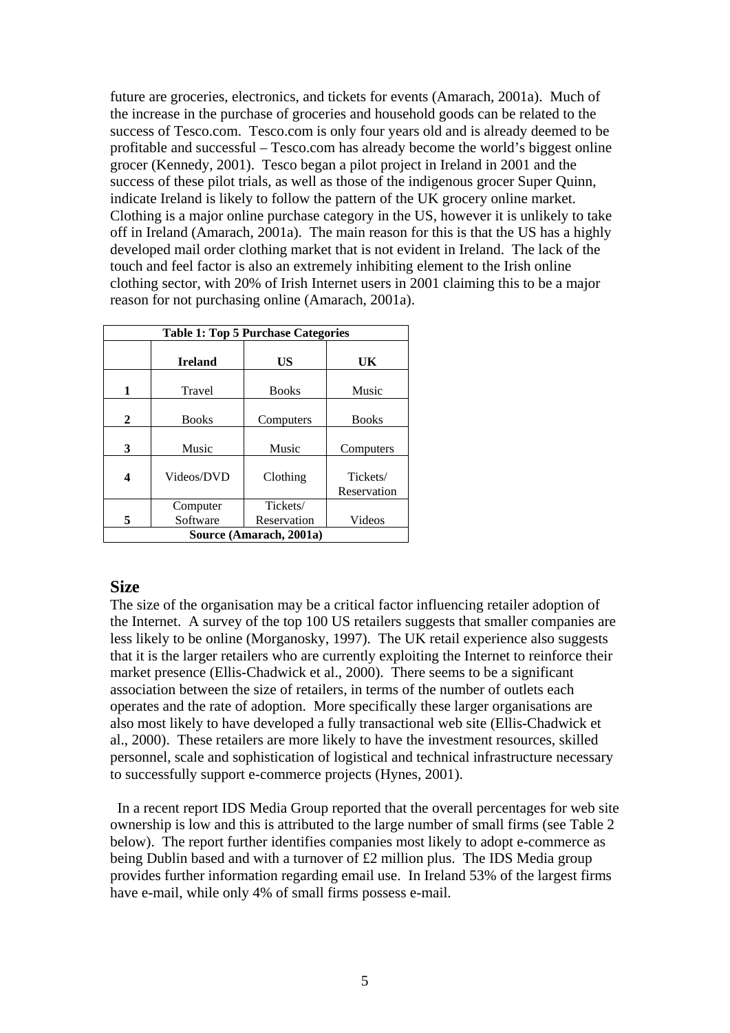future are groceries, electronics, and tickets for events (Amarach, 2001a). Much of the increase in the purchase of groceries and household goods can be related to the success of Tesco.com. Tesco.com is only four years old and is already deemed to be profitable and successful – Tesco.com has already become the world's biggest online grocer (Kennedy, 2001). Tesco began a pilot project in Ireland in 2001 and the success of these pilot trials, as well as those of the indigenous grocer Super Quinn, indicate Ireland is likely to follow the pattern of the UK grocery online market. Clothing is a major online purchase category in the US, however it is unlikely to take off in Ireland (Amarach, 2001a). The main reason for this is that the US has a highly developed mail order clothing market that is not evident in Ireland. The lack of the touch and feel factor is also an extremely inhibiting element to the Irish online clothing sector, with 20% of Irish Internet users in 2001 claiming this to be a major reason for not purchasing online (Amarach, 2001a).

**Table 1: Top 5 Purchase Categories**

| | **Ireland** | **US** | **UK** |
|---|---|---|---|
| **1** | Travel | Books | Music |
| **2** | Books | Computers | Books |
| **3** | Music | Music | Computers |
| **4** | Videos/DVD | Clothing | Tickets/ Reservation |
| **5** | Computer Software | Tickets/ Reservation | Videos |

**Source (Amarach, 2001a)**

## Size

The size of the organisation may be a critical factor influencing retailer adoption of the Internet. A survey of the top 100 US retailers suggests that smaller companies are less likely to be online (Morganosky, 1997). The UK retail experience also suggests that it is the larger retailers who are currently exploiting the Internet to reinforce their market presence (Ellis-Chadwick et al., 2000). There seems to be a significant association between the size of retailers, in terms of the number of outlets each operates and the rate of adoption. More specifically these larger organisations are also most likely to have developed a fully transactional web site (Ellis-Chadwick et al., 2000). These retailers are more likely to have the investment resources, skilled personnel, scale and sophistication of logistical and technical infrastructure necessary to successfully support e-commerce projects (Hynes, 2001).

In a recent report IDS Media Group reported that the overall percentages for web site ownership is low and this is attributed to the large number of small firms (see Table 2 below). The report further identifies companies most likely to adopt e-commerce as being Dublin based and with a turnover of £2 million plus. The IDS Media group provides further information regarding email use. In Ireland 53% of the largest firms have e-mail, while only 4% of small firms possess e-mail.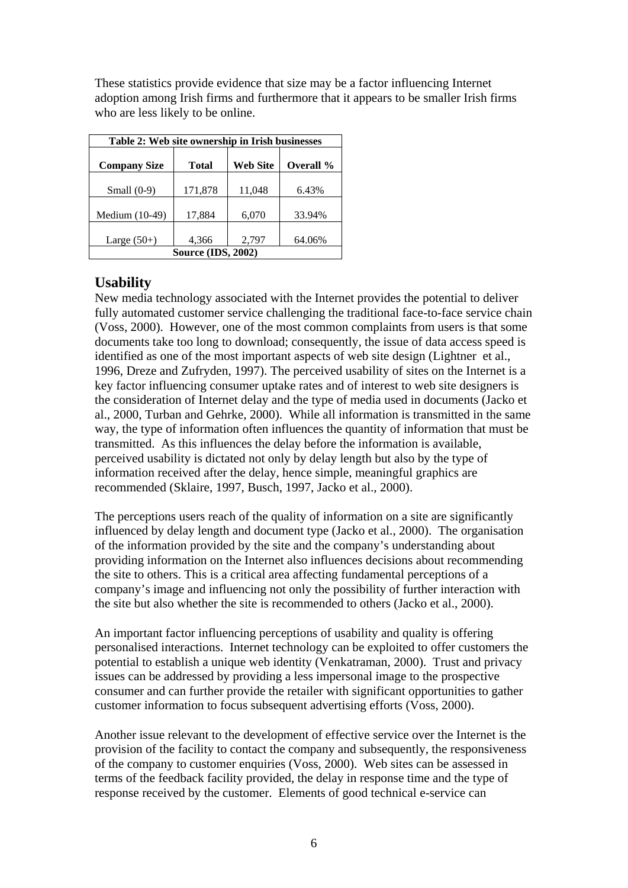These statistics provide evidence that size may be a factor influencing Internet adoption among Irish firms and furthermore that it appears to be smaller Irish firms who are less likely to be online.

**Table 2: Web site ownership in Irish businesses**

| Company Size | Total | Web Site | Overall % |
|---|---|---|---|
| Small (0-9) | 171,878 | 11,048 | 6.43% |
| Medium (10-49) | 17,884 | 6,070 | 33.94% |
| Large (50+) | 4,366 | 2,797 | 64.06% |

**Source (IDS, 2002)**

## Usability

New media technology associated with the Internet provides the potential to deliver fully automated customer service challenging the traditional face-to-face service chain (Voss, 2000). However, one of the most common complaints from users is that some documents take too long to download; consequently, the issue of data access speed is identified as one of the most important aspects of web site design (Lightner et al., 1996, Dreze and Zufryden, 1997). The perceived usability of sites on the Internet is a key factor influencing consumer uptake rates and of interest to web site designers is the consideration of Internet delay and the type of media used in documents (Jacko et al., 2000, Turban and Gehrke, 2000). While all information is transmitted in the same way, the type of information often influences the quantity of information that must be transmitted. As this influences the delay before the information is available, perceived usability is dictated not only by delay length but also by the type of information received after the delay, hence simple, meaningful graphics are recommended (Sklaire, 1997, Busch, 1997, Jacko et al., 2000).

The perceptions users reach of the quality of information on a site are significantly influenced by delay length and document type (Jacko et al., 2000). The organisation of the information provided by the site and the company's understanding about providing information on the Internet also influences decisions about recommending the site to others. This is a critical area affecting fundamental perceptions of a company's image and influencing not only the possibility of further interaction with the site but also whether the site is recommended to others (Jacko et al., 2000).

An important factor influencing perceptions of usability and quality is offering personalised interactions. Internet technology can be exploited to offer customers the potential to establish a unique web identity (Venkatraman, 2000). Trust and privacy issues can be addressed by providing a less impersonal image to the prospective consumer and can further provide the retailer with significant opportunities to gather customer information to focus subsequent advertising efforts (Voss, 2000).

Another issue relevant to the development of effective service over the Internet is the provision of the facility to contact the company and subsequently, the responsiveness of the company to customer enquiries (Voss, 2000). Web sites can be assessed in terms of the feedback facility provided, the delay in response time and the type of response received by the customer. Elements of good technical e-service can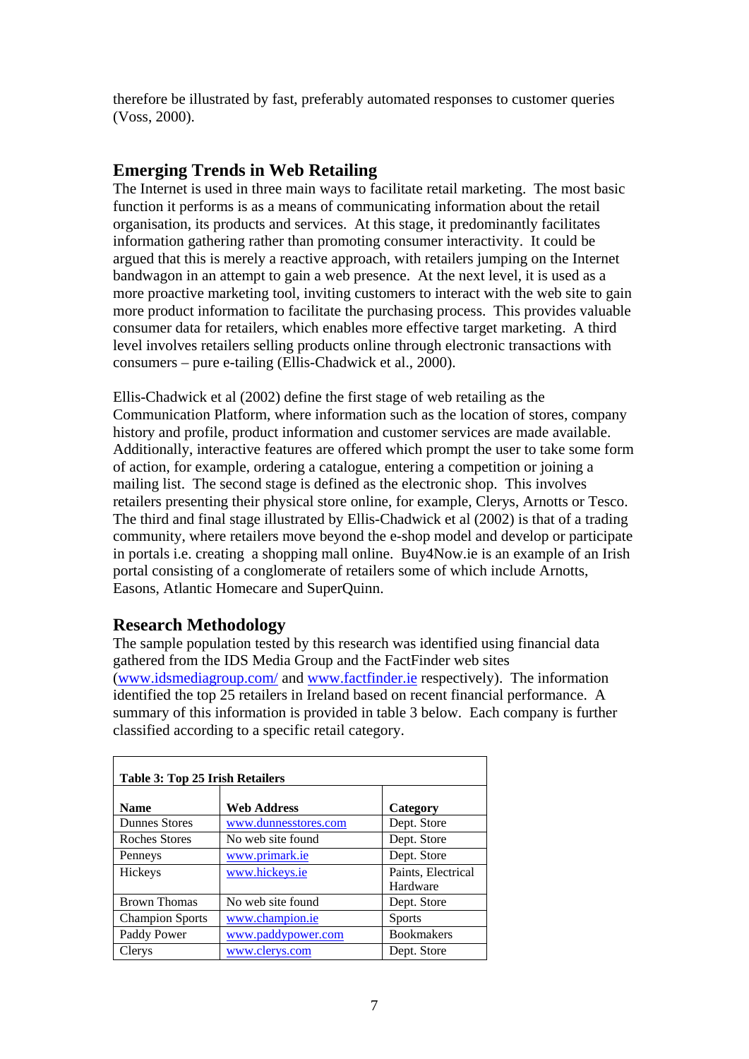therefore be illustrated by fast, preferably automated responses to customer queries (Voss, 2000).

## Emerging Trends in Web Retailing

The Internet is used in three main ways to facilitate retail marketing. The most basic function it performs is as a means of communicating information about the retail organisation, its products and services. At this stage, it predominantly facilitates information gathering rather than promoting consumer interactivity. It could be argued that this is merely a reactive approach, with retailers jumping on the Internet bandwagon in an attempt to gain a web presence. At the next level, it is used as a more proactive marketing tool, inviting customers to interact with the web site to gain more product information to facilitate the purchasing process. This provides valuable consumer data for retailers, which enables more effective target marketing. A third level involves retailers selling products online through electronic transactions with consumers – pure e-tailing (Ellis-Chadwick et al., 2000).

Ellis-Chadwick et al (2002) define the first stage of web retailing as the Communication Platform, where information such as the location of stores, company history and profile, product information and customer services are made available. Additionally, interactive features are offered which prompt the user to take some form of action, for example, ordering a catalogue, entering a competition or joining a mailing list. The second stage is defined as the electronic shop. This involves retailers presenting their physical store online, for example, Clerys, Arnotts or Tesco. The third and final stage illustrated by Ellis-Chadwick et al (2002) is that of a trading community, where retailers move beyond the e-shop model and develop or participate in portals i.e. creating a shopping mall online. Buy4Now.ie is an example of an Irish portal consisting of a conglomerate of retailers some of which include Arnotts, Easons, Atlantic Homecare and SuperQuinn.

## Research Methodology

The sample population tested by this research was identified using financial data gathered from the IDS Media Group and the FactFinder web sites (www.idsmediagroup.com/ and www.factfinder.ie respectively). The information identified the top 25 retailers in Ireland based on recent financial performance. A summary of this information is provided in table 3 below. Each company is further classified according to a specific retail category.

**Table 3: Top 25 Irish Retailers**

| Name | Web Address | Category |
|---|---|---|
| Dunnes Stores | www.dunnesstores.com | Dept. Store |
| Roches Stores | No web site found | Dept. Store |
| Penneys | www.primark.ie | Dept. Store |
| Hickeys | www.hickeys.ie | Paints, Electrical Hardware |
| Brown Thomas | No web site found | Dept. Store |
| Champion Sports | www.champion.ie | Sports |
| Paddy Power | www.paddypower.com | Bookmakers |
| Clerys | www.clerys.com | Dept. Store |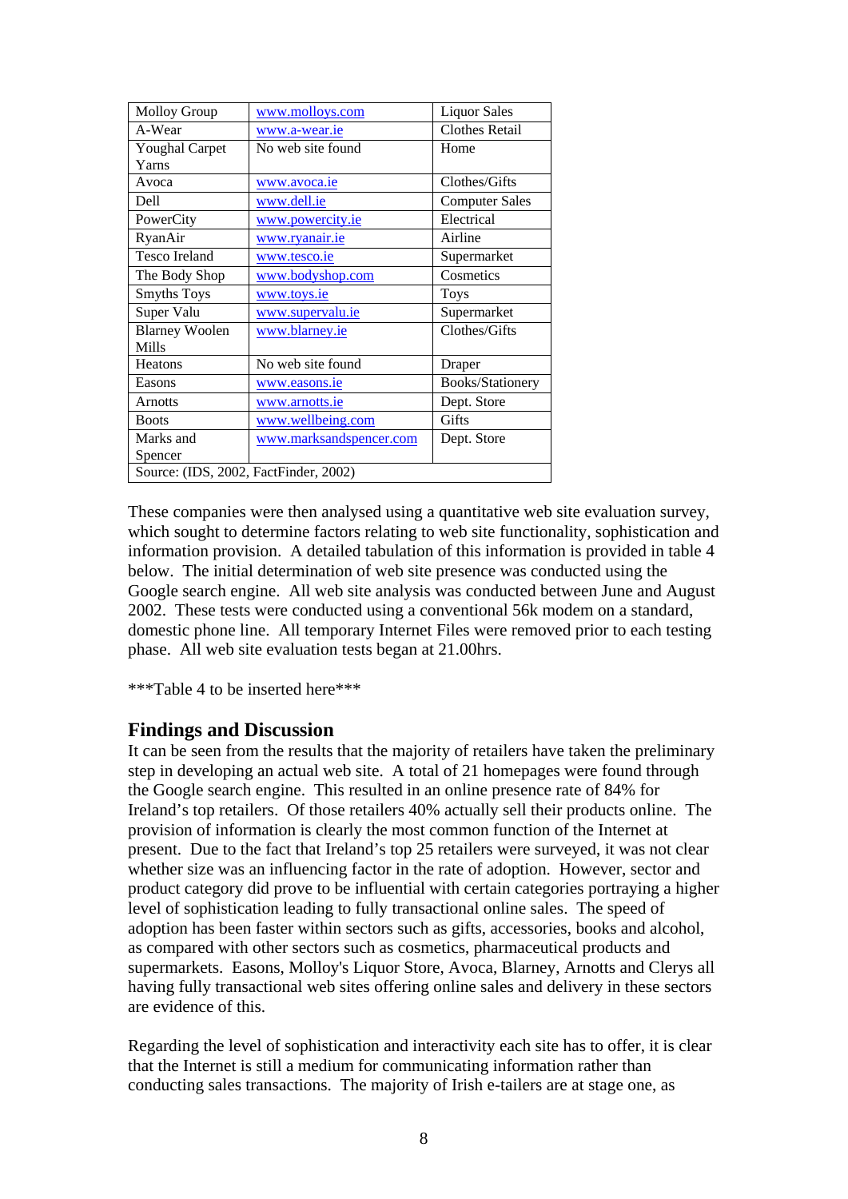| Molloy Group | www.molloys.com | Liquor Sales |
|---|---|---|
| A-Wear | www.a-wear.ie | Clothes Retail |
| Youghal Carpet Yarns | No web site found | Home |
| Avoca | www.avoca.ie | Clothes/Gifts |
| Dell | www.dell.ie | Computer Sales |
| PowerCity | www.powercity.ie | Electrical |
| RyanAir | www.ryanair.ie | Airline |
| Tesco Ireland | www.tesco.ie | Supermarket |
| The Body Shop | www.bodyshop.com | Cosmetics |
| Smyths Toys | www.toys.ie | Toys |
| Super Valu | www.supervalu.ie | Supermarket |
| Blarney Woolen Mills | www.blarney.ie | Clothes/Gifts |
| Heatons | No web site found | Draper |
| Easons | www.easons.ie | Books/Stationery |
| Arnotts | www.arnotts.ie | Dept. Store |
| Boots | www.wellbeing.com | Gifts |
| Marks and Spencer | www.marksandspencer.com | Dept. Store |
| Source: (IDS, 2002, FactFinder, 2002) | | |

These companies were then analysed using a quantitative web site evaluation survey, which sought to determine factors relating to web site functionality, sophistication and information provision. A detailed tabulation of this information is provided in table 4 below. The initial determination of web site presence was conducted using the Google search engine. All web site analysis was conducted between June and August 2002. These tests were conducted using a conventional 56k modem on a standard, domestic phone line. All temporary Internet Files were removed prior to each testing phase. All web site evaluation tests began at 21.00hrs.

***Table 4 to be inserted here***

## Findings and Discussion

It can be seen from the results that the majority of retailers have taken the preliminary step in developing an actual web site. A total of 21 homepages were found through the Google search engine. This resulted in an online presence rate of 84% for Ireland's top retailers. Of those retailers 40% actually sell their products online. The provision of information is clearly the most common function of the Internet at present. Due to the fact that Ireland's top 25 retailers were surveyed, it was not clear whether size was an influencing factor in the rate of adoption. However, sector and product category did prove to be influential with certain categories portraying a higher level of sophistication leading to fully transactional online sales. The speed of adoption has been faster within sectors such as gifts, accessories, books and alcohol, as compared with other sectors such as cosmetics, pharmaceutical products and supermarkets. Easons, Molloy's Liquor Store, Avoca, Blarney, Arnotts and Clerys all having fully transactional web sites offering online sales and delivery in these sectors are evidence of this.

Regarding the level of sophistication and interactivity each site has to offer, it is clear that the Internet is still a medium for communicating information rather than conducting sales transactions. The majority of Irish e-tailers are at stage one, as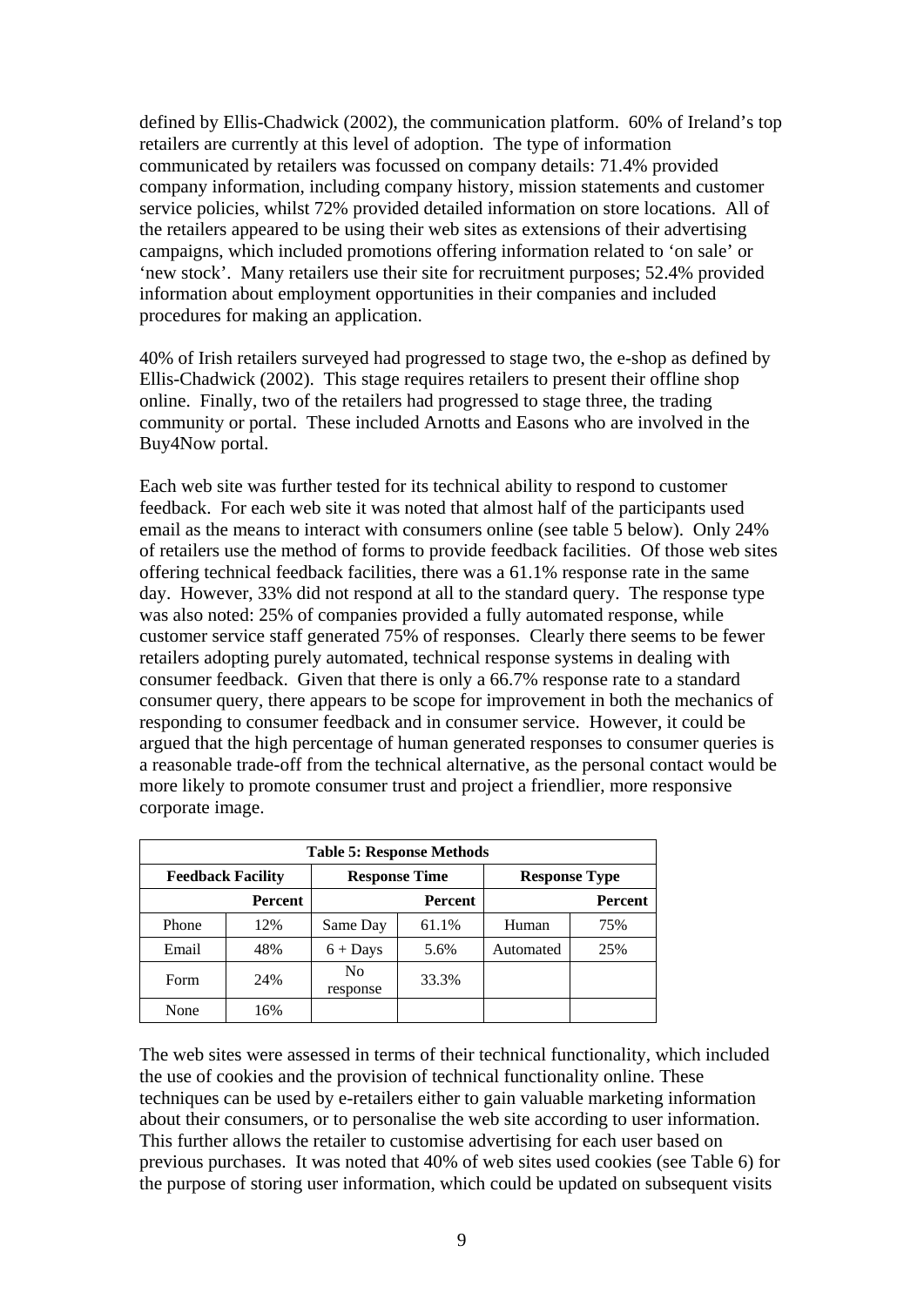defined by Ellis-Chadwick (2002), the communication platform. 60% of Ireland's top retailers are currently at this level of adoption. The type of information communicated by retailers was focussed on company details: 71.4% provided company information, including company history, mission statements and customer service policies, whilst 72% provided detailed information on store locations. All of the retailers appeared to be using their web sites as extensions of their advertising campaigns, which included promotions offering information related to 'on sale' or 'new stock'. Many retailers use their site for recruitment purposes; 52.4% provided information about employment opportunities in their companies and included procedures for making an application.

40% of Irish retailers surveyed had progressed to stage two, the e-shop as defined by Ellis-Chadwick (2002). This stage requires retailers to present their offline shop online. Finally, two of the retailers had progressed to stage three, the trading community or portal. These included Arnotts and Easons who are involved in the Buy4Now portal.

Each web site was further tested for its technical ability to respond to customer feedback. For each web site it was noted that almost half of the participants used email as the means to interact with consumers online (see table 5 below). Only 24% of retailers use the method of forms to provide feedback facilities. Of those web sites offering technical feedback facilities, there was a 61.1% response rate in the same day. However, 33% did not respond at all to the standard query. The response type was also noted: 25% of companies provided a fully automated response, while customer service staff generated 75% of responses. Clearly there seems to be fewer retailers adopting purely automated, technical response systems in dealing with consumer feedback. Given that there is only a 66.7% response rate to a standard consumer query, there appears to be scope for improvement in both the mechanics of responding to consumer feedback and in consumer service. However, it could be argued that the high percentage of human generated responses to consumer queries is a reasonable trade-off from the technical alternative, as the personal contact would be more likely to promote consumer trust and project a friendlier, more responsive corporate image.

**Table 5: Response Methods**

| Feedback Facility | | Response Time | | Response Type | |
|---|---|---|---|---|---|
| | **Percent** | | **Percent** | | **Percent** |
| Phone | 12% | Same Day | 61.1% | Human | 75% |
| Email | 48% | 6 + Days | 5.6% | Automated | 25% |
| Form | 24% | No response | 33.3% | | |
| None | 16% | | | | |

The web sites were assessed in terms of their technical functionality, which included the use of cookies and the provision of technical functionality online. These techniques can be used by e-retailers either to gain valuable marketing information about their consumers, or to personalise the web site according to user information. This further allows the retailer to customise advertising for each user based on previous purchases. It was noted that 40% of web sites used cookies (see Table 6) for the purpose of storing user information, which could be updated on subsequent visits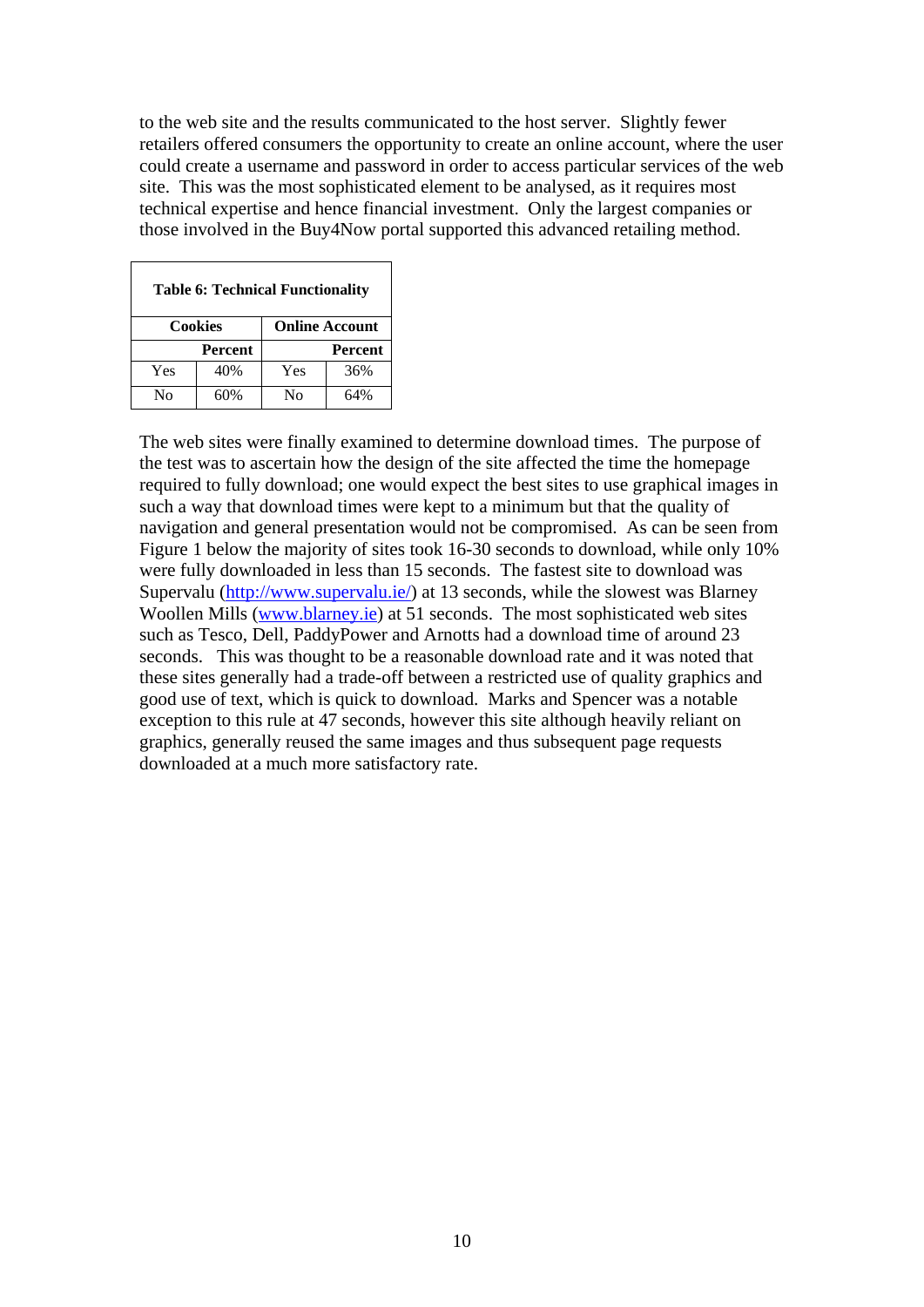to the web site and the results communicated to the host server. Slightly fewer retailers offered consumers the opportunity to create an online account, where the user could create a username and password in order to access particular services of the web site. This was the most sophisticated element to be analysed, as it requires most technical expertise and hence financial investment. Only the largest companies or those involved in the Buy4Now portal supported this advanced retailing method.

| **Table 6: Technical Functionality** | | | |
|---|---|---|---|
| **Cookies** | | **Online Account** | |
| | **Percent** | | **Percent** |
| Yes | 40% | Yes | 36% |
| No | 60% | No | 64% |

The web sites were finally examined to determine download times. The purpose of the test was to ascertain how the design of the site affected the time the homepage required to fully download; one would expect the best sites to use graphical images in such a way that download times were kept to a minimum but that the quality of navigation and general presentation would not be compromised. As can be seen from Figure 1 below the majority of sites took 16-30 seconds to download, while only 10% were fully downloaded in less than 15 seconds. The fastest site to download was Supervalu (http://www.supervalu.ie/) at 13 seconds, while the slowest was Blarney Woollen Mills (www.blarney.ie) at 51 seconds. The most sophisticated web sites such as Tesco, Dell, PaddyPower and Arnotts had a download time of around 23 seconds. This was thought to be a reasonable download rate and it was noted that these sites generally had a trade-off between a restricted use of quality graphics and good use of text, which is quick to download. Marks and Spencer was a notable exception to this rule at 47 seconds, however this site although heavily reliant on graphics, generally reused the same images and thus subsequent page requests downloaded at a much more satisfactory rate.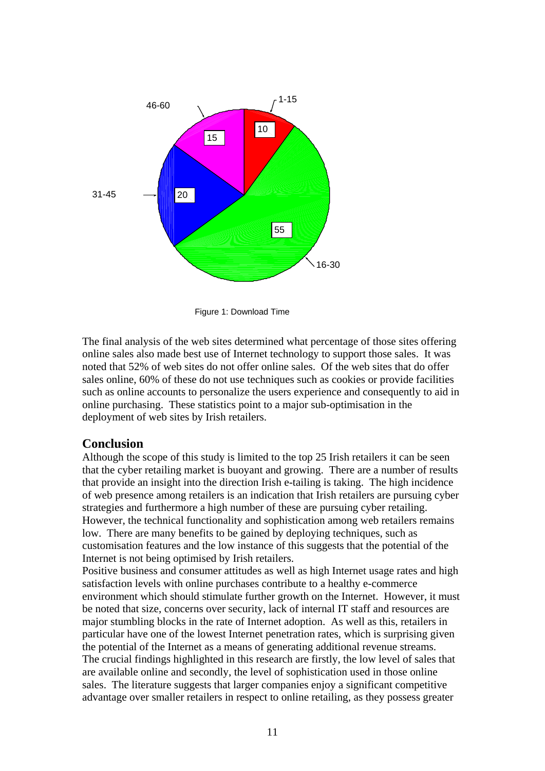Figure 1: Download Time

The final analysis of the web sites determined what percentage of those sites offering online sales also made best use of Internet technology to support those sales. It was noted that 52% of web sites do not offer online sales. Of the web sites that do offer sales online, 60% of these do not use techniques such as cookies or provide facilities such as online accounts to personalize the users experience and consequently to aid in online purchasing. These statistics point to a major sub-optimisation in the deployment of web sites by Irish retailers.

## Conclusion

Although the scope of this study is limited to the top 25 Irish retailers it can be seen that the cyber retailing market is buoyant and growing. There are a number of results that provide an insight into the direction Irish e-tailing is taking. The high incidence of web presence among retailers is an indication that Irish retailers are pursuing cyber strategies and furthermore a high number of these are pursuing cyber retailing. However, the technical functionality and sophistication among web retailers remains low. There are many benefits to be gained by deploying techniques, such as customisation features and the low instance of this suggests that the potential of the Internet is not being optimised by Irish retailers.

Positive business and consumer attitudes as well as high Internet usage rates and high satisfaction levels with online purchases contribute to a healthy e-commerce environment which should stimulate further growth on the Internet. However, it must be noted that size, concerns over security, lack of internal IT staff and resources are major stumbling blocks in the rate of Internet adoption. As well as this, retailers in particular have one of the lowest Internet penetration rates, which is surprising given the potential of the Internet as a means of generating additional revenue streams.

The crucial findings highlighted in this research are firstly, the low level of sales that are available online and secondly, the level of sophistication used in those online sales. The literature suggests that larger companies enjoy a significant competitive advantage over smaller retailers in respect to online retailing, as they possess greater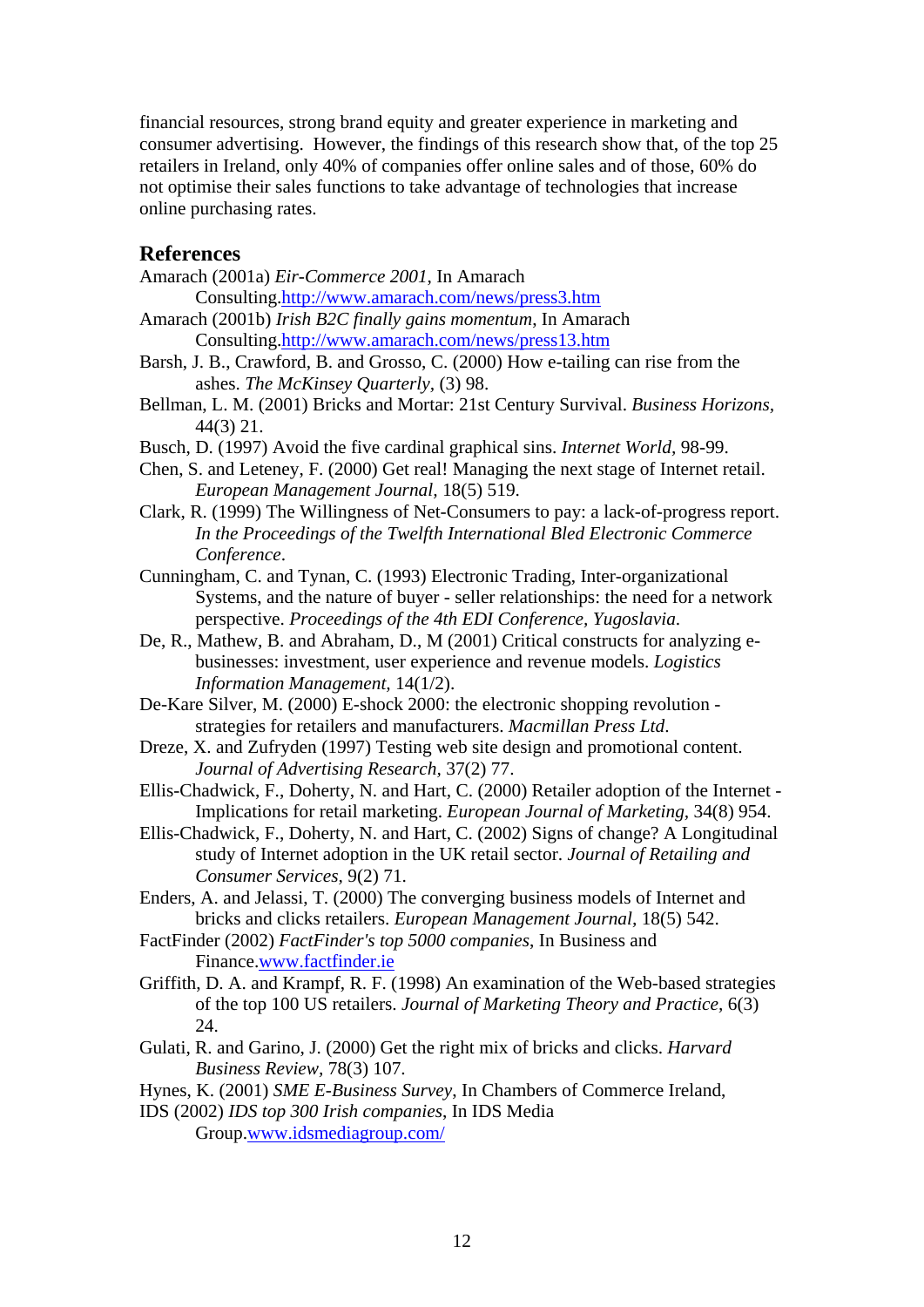financial resources, strong brand equity and greater experience in marketing and consumer advertising. However, the findings of this research show that, of the top 25 retailers in Ireland, only 40% of companies offer online sales and of those, 60% do not optimise their sales functions to take advantage of technologies that increase online purchasing rates.

## References

Amarach (2001a) *Eir-Commerce 2001*, In Amarach Consulting.http://www.amarach.com/news/press3.htm

Amarach (2001b) *Irish B2C finally gains momentum*, In Amarach Consulting.http://www.amarach.com/news/press13.htm

Barsh, J. B., Crawford, B. and Grosso, C. (2000) How e-tailing can rise from the ashes. *The McKinsey Quarterly*, (3) 98.

Bellman, L. M. (2001) Bricks and Mortar: 21st Century Survival. *Business Horizons*, 44(3) 21.

Busch, D. (1997) Avoid the five cardinal graphical sins. *Internet World*, 98-99.

Chen, S. and Leteney, F. (2000) Get real! Managing the next stage of Internet retail. *European Management Journal*, 18(5) 519.

Clark, R. (1999) The Willingness of Net-Consumers to pay: a lack-of-progress report. *In the Proceedings of the Twelfth International Bled Electronic Commerce Conference*.

Cunningham, C. and Tynan, C. (1993) Electronic Trading, Inter-organizational Systems, and the nature of buyer - seller relationships: the need for a network perspective. *Proceedings of the 4th EDI Conference, Yugoslavia*.

De, R., Mathew, B. and Abraham, D., M (2001) Critical constructs for analyzing e-businesses: investment, user experience and revenue models. *Logistics Information Management*, 14(1/2).

De-Kare Silver, M. (2000) E-shock 2000: the electronic shopping revolution - strategies for retailers and manufacturers. *Macmillan Press Ltd*.

Dreze, X. and Zufryden (1997) Testing web site design and promotional content. *Journal of Advertising Research*, 37(2) 77.

Ellis-Chadwick, F., Doherty, N. and Hart, C. (2000) Retailer adoption of the Internet - Implications for retail marketing. *European Journal of Marketing*, 34(8) 954.

Ellis-Chadwick, F., Doherty, N. and Hart, C. (2002) Signs of change? A Longitudinal study of Internet adoption in the UK retail sector. *Journal of Retailing and Consumer Services*, 9(2) 71.

Enders, A. and Jelassi, T. (2000) The converging business models of Internet and bricks and clicks retailers. *European Management Journal*, 18(5) 542.

FactFinder (2002) *FactFinder's top 5000 companies*, In Business and Finance.www.factfinder.ie

Griffith, D. A. and Krampf, R. F. (1998) An examination of the Web-based strategies of the top 100 US retailers. *Journal of Marketing Theory and Practice*, 6(3) 24.

Gulati, R. and Garino, J. (2000) Get the right mix of bricks and clicks. *Harvard Business Review*, 78(3) 107.

Hynes, K. (2001) *SME E-Business Survey*, In Chambers of Commerce Ireland,

IDS (2002) *IDS top 300 Irish companies*, In IDS Media Group.www.idsmediagroup.com/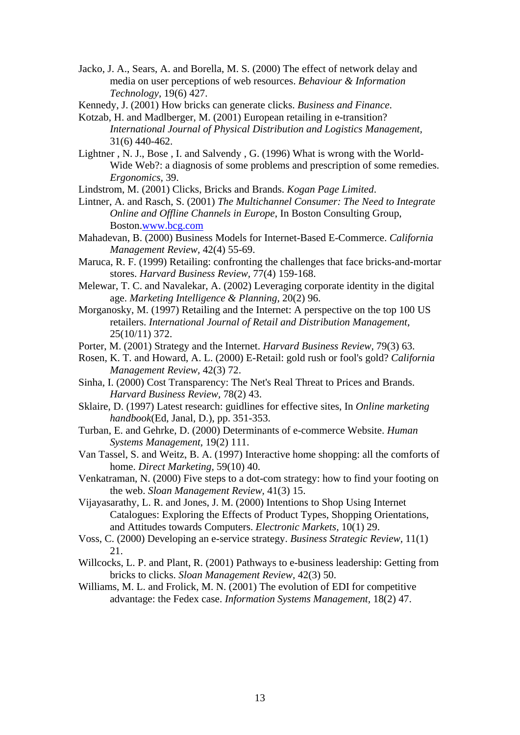Jacko, J. A., Sears, A. and Borella, M. S. (2000) The effect of network delay and media on user perceptions of web resources. *Behaviour & Information Technology,* 19(6) 427.

Kennedy, J. (2001) How bricks can generate clicks. *Business and Finance*.

Kotzab, H. and Madlberger, M. (2001) European retailing in e-transition? *International Journal of Physical Distribution and Logistics Management,* 31(6) 440-462.

Lightner , N. J., Bose , I. and Salvendy , G. (1996) What is wrong with the World-Wide Web?: a diagnosis of some problems and prescription of some remedies. *Ergonomics,* 39.

Lindstrom, M. (2001) Clicks, Bricks and Brands. *Kogan Page Limited*.

Lintner, A. and Rasch, S. (2001) *The Multichannel Consumer: The Need to Integrate Online and Offline Channels in Europe*, In Boston Consulting Group, Boston.www.bcg.com

Mahadevan, B. (2000) Business Models for Internet-Based E-Commerce. *California Management Review,* 42(4) 55-69.

Maruca, R. F. (1999) Retailing: confronting the challenges that face bricks-and-mortar stores. *Harvard Business Review,* 77(4) 159-168.

Melewar, T. C. and Navalekar, A. (2002) Leveraging corporate identity in the digital age. *Marketing Intelligence & Planning,* 20(2) 96.

Morganosky, M. (1997) Retailing and the Internet: A perspective on the top 100 US retailers. *International Journal of Retail and Distribution Management,* 25(10/11) 372.

Porter, M. (2001) Strategy and the Internet. *Harvard Business Review,* 79(3) 63.

Rosen, K. T. and Howard, A. L. (2000) E-Retail: gold rush or fool's gold? *California Management Review,* 42(3) 72.

Sinha, I. (2000) Cost Transparency: The Net's Real Threat to Prices and Brands. *Harvard Business Review,* 78(2) 43.

Sklaire, D. (1997) Latest research: guidlines for effective sites, In *Online marketing handbook*(Ed, Janal, D.), pp. 351-353.

Turban, E. and Gehrke, D. (2000) Determinants of e-commerce Website. *Human Systems Management,* 19(2) 111.

Van Tassel, S. and Weitz, B. A. (1997) Interactive home shopping: all the comforts of home. *Direct Marketing,* 59(10) 40.

Venkatraman, N. (2000) Five steps to a dot-com strategy: how to find your footing on the web. *Sloan Management Review,* 41(3) 15.

Vijayasarathy, L. R. and Jones, J. M. (2000) Intentions to Shop Using Internet Catalogues: Exploring the Effects of Product Types, Shopping Orientations, and Attitudes towards Computers. *Electronic Markets,* 10(1) 29.

Voss, C. (2000) Developing an e-service strategy. *Business Strategic Review,* 11(1) 21.

Willcocks, L. P. and Plant, R. (2001) Pathways to e-business leadership: Getting from bricks to clicks. *Sloan Management Review,* 42(3) 50.

Williams, M. L. and Frolick, M. N. (2001) The evolution of EDI for competitive advantage: the Fedex case. *Information Systems Management,* 18(2) 47.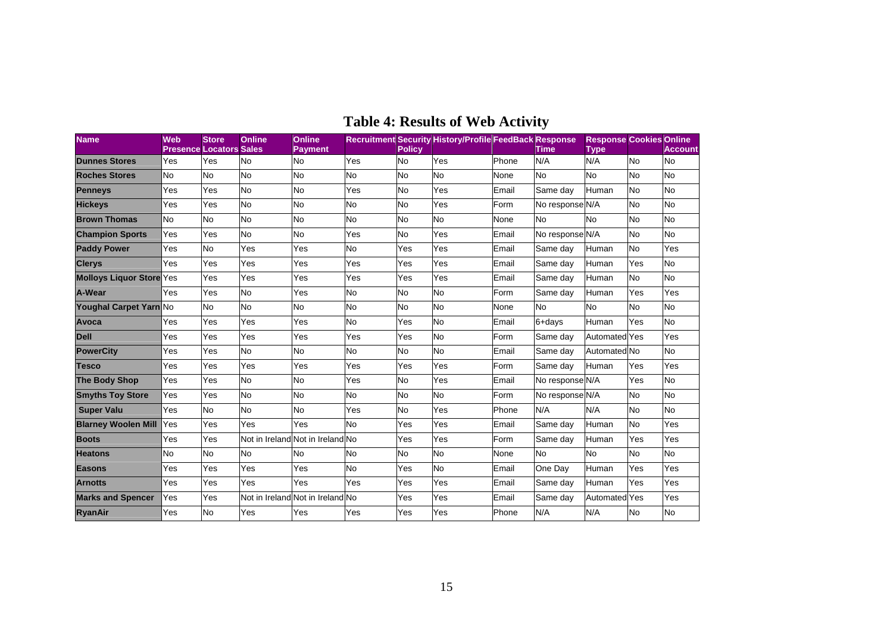# Table 4: Results of Web Activity

| Name | Web Presence | Store Locators | Online Sales | Online Payment | Recruitment | Security Policy | History/Profile | FeedBack | Response Time | Response Type | Cookies | Online Account |
|---|---|---|---|---|---|---|---|---|---|---|---|---|
| **Dunnes Stores** | Yes | Yes | No | No | Yes | No | Yes | Phone | N/A | N/A | No | No |
| **Roches Stores** | No | No | No | No | No | No | No | None | No | No | No | No |
| **Penneys** | Yes | Yes | No | No | Yes | No | Yes | Email | Same day | Human | No | No |
| **Hickeys** | Yes | Yes | No | No | No | No | Yes | Form | No response | N/A | No | No |
| **Brown Thomas** | No | No | No | No | No | No | No | None | No | No | No | No |
| **Champion Sports** | Yes | Yes | No | No | Yes | No | Yes | Email | No response | N/A | No | No |
| **Paddy Power** | Yes | No | Yes | Yes | No | Yes | Yes | Email | Same day | Human | No | Yes |
| **Clerys** | Yes | Yes | Yes | Yes | Yes | Yes | Yes | Email | Same day | Human | Yes | No |
| **Molloys Liquor Store** | Yes | Yes | Yes | Yes | Yes | Yes | Yes | Email | Same day | Human | No | No |
| **A-Wear** | Yes | Yes | No | Yes | No | No | No | Form | Same day | Human | Yes | Yes |
| **Youghal Carpet Yarn** | No | No | No | No | No | No | No | None | No | No | No | No |
| **Avoca** | Yes | Yes | Yes | Yes | No | Yes | No | Email | 6+days | Human | Yes | No |
| **Dell** | Yes | Yes | Yes | Yes | Yes | Yes | No | Form | Same day | Automated | Yes | Yes |
| **PowerCity** | Yes | Yes | No | No | No | No | No | Email | Same day | Automated | No | No |
| **Tesco** | Yes | Yes | Yes | Yes | Yes | Yes | Yes | Form | Same day | Human | Yes | Yes |
| **The Body Shop** | Yes | Yes | No | No | Yes | No | Yes | Email | No response | N/A | Yes | No |
| **Smyths Toy Store** | Yes | Yes | No | No | No | No | No | Form | No response | N/A | No | No |
| **Super Valu** | Yes | No | No | No | Yes | No | Yes | Phone | N/A | N/A | No | No |
| **Blarney Woolen Mill** | Yes | Yes | Yes | Yes | No | Yes | Yes | Email | Same day | Human | No | Yes |
| **Boots** | Yes | Yes | Not in Ireland | Not in Ireland | No | Yes | Yes | Form | Same day | Human | Yes | Yes |
| **Heatons** | No | No | No | No | No | No | No | None | No | No | No | No |
| **Easons** | Yes | Yes | Yes | Yes | No | Yes | No | Email | One Day | Human | Yes | Yes |
| **Arnotts** | Yes | Yes | Yes | Yes | Yes | Yes | Yes | Email | Same day | Human | Yes | Yes |
| **Marks and Spencer** | Yes | Yes | Not in Ireland | Not in Ireland | No | Yes | Yes | Email | Same day | Automated | Yes | Yes |
| **RyanAir** | Yes | No | Yes | Yes | Yes | Yes | Yes | Phone | N/A | N/A | No | No |